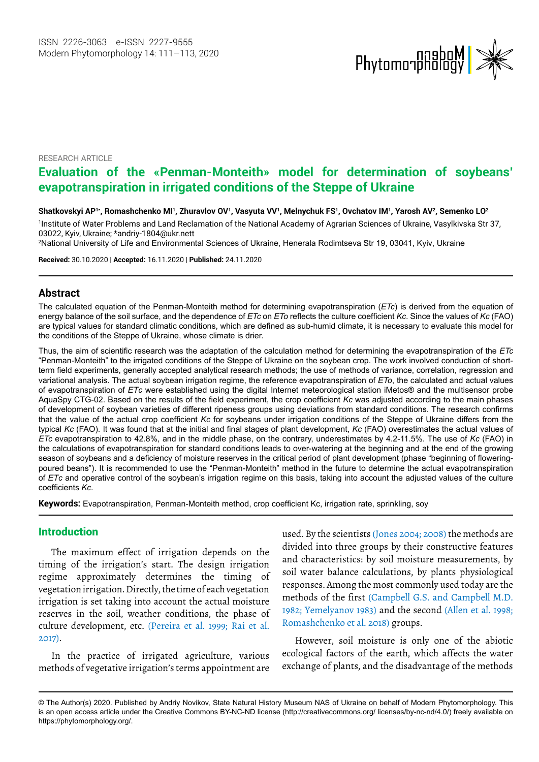RESEARCH ARTICLE

# Evaluation of the «Penman-Monteith» model for determination of soybeans' evapotranspiration in irrigated conditions of the Steppe of Ukraine

**Shatkovskyi AP[1*], Romashchenko MI[1], Zhuravlov OV[1], Vasyuta VV[1], Melnychuk FS[1], Ovchatov IM[1], Yarosh AV[2], Semenko LO[2]**

[1]Institute of Water Problems and Land Reclamation of the National Academy of Agrarian Sciences of Ukraine, Vasylkivska Str 37, 03022, Kyiv, Ukraine; *andriy-1804@ukr.nett

[2]National University of Life and Environmental Sciences of Ukraine, Henerala Rodimtseva Str 19, 03041, Kyiv, Ukraine

**Received:** 30.10.2020 | **Accepted:** 16.11.2020 | **Published:** 24.11.2020

## Abstract

The calculated equation of the Penman-Monteith method for determining evapotranspiration (*ETc*) is derived from the equation of energy balance of the soil surface, and the dependence of *ETc* on *ETo* reflects the culture coefficient *Kc*. Since the values of *Kc* (FAO) are typical values for standard climatic conditions, which are defined as sub-humid climate, it is necessary to evaluate this model for the conditions of the Steppe of Ukraine, whose climate is drier.

Thus, the aim of scientific research was the adaptation of the calculation method for determining the evapotranspiration of the *ETc* "Penman-Monteith" to the irrigated conditions of the Steppe of Ukraine on the soybean crop. The work involved conduction of short-term field experiments, generally accepted analytical research methods; the use of methods of variance, correlation, regression and variational analysis. The actual soybean irrigation regime, the reference evapotranspiration of *ETo*, the calculated and actual values of evapotranspiration of *ETc* were established using the digital Internet meteorological station iMetos® and the multisensor probe AquaSpy CTG-02. Based on the results of the field experiment, the crop coefficient *Kc* was adjusted according to the main phases of development of soybean varieties of different ripeness groups using deviations from standard conditions. The research confirms that the value of the actual crop coefficient *Kc* for soybeans under irrigation conditions of the Steppe of Ukraine differs from the typical *Kc* (FAO). It was found that at the initial and final stages of plant development, *Kc* (FAO) overestimates the actual values of *ETc* evapotranspiration to 42.8%, and in the middle phase, on the contrary, underestimates by 4.2-11.5%. The use of *Kc* (FAO) in the calculations of evapotranspiration for standard conditions leads to over-watering at the beginning and at the end of the growing season of soybeans and a deficiency of moisture reserves in the critical period of plant development (phase "beginning of flowering-poured beans"). It is recommended to use the "Penman-Monteith" method in the future to determine the actual evapotranspiration of *ETc* and operative control of the soybean's irrigation regime on this basis, taking into account the adjusted values of the culture coefficients *Kc*.

**Keywords:** Evapotranspiration, Penman-Monteith method, crop coefficient Kc, irrigation rate, sprinkling, soy

## Introduction

The maximum effect of irrigation depends on the timing of the irrigation's start. The design irrigation regime approximately determines the timing of vegetation irrigation. Directly, the time of each vegetation irrigation is set taking into account the actual moisture reserves in the soil, weather conditions, the phase of culture development, etc. (Pereira et al. 1999; Rai et al. 2017).

In the practice of irrigated agriculture, various methods of vegetative irrigation's terms appointment are used. By the scientists (Jones 2004; 2008) the methods are divided into three groups by their constructive features and characteristics: by soil moisture measurements, by soil water balance calculations, by plants physiological responses. Among the most commonly used today are the methods of the first (Campbell G.S. and Campbell M.D. 1982; Yemelyanov 1983) and the second (Allen et al. 1998; Romashchenko et al. 2018) groups.

However, soil moisture is only one of the abiotic ecological factors of the earth, which affects the water exchange of plants, and the disadvantage of the methods

© The Author(s) 2020. Published by Andriy Novikov, State Natural History Museum NAS of Ukraine on behalf of Modern Phytomorphology. This is an open access article under the Creative Commons BY-NC-ND license (http://creativecommons.org/ licenses/by-nc-nd/4.0/) freely available on https://phytomorphology.org/.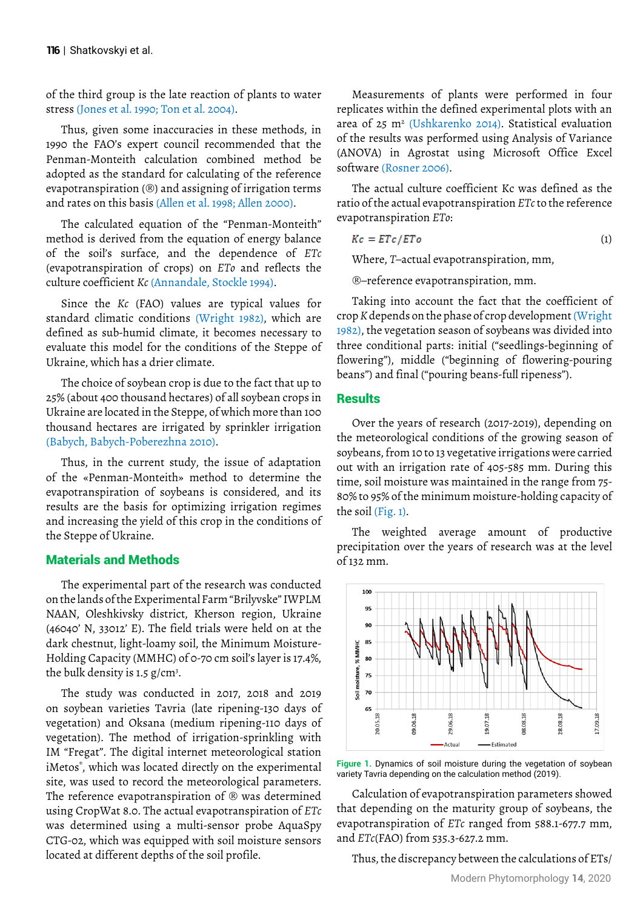of the third group is the late reaction of plants to water stress (Jones et al. 1990; Ton et al. 2004).

Thus, given some inaccuracies in these methods, in 1990 the FAO's expert council recommended that the Penman-Monteith calculation combined method be adopted as the standard for calculating of the reference evapotranspiration (®) and assigning of irrigation terms and rates on this basis (Allen et al. 1998; Allen 2000).

The calculated equation of the "Penman-Monteith" method is derived from the equation of energy balance of the soil's surface, and the dependence of *ETc* (evapotranspiration of crops) on *ETo* and reflects the culture coefficient *Kc* (Annandale, Stockle 1994).

Since the *Kc* (FAO) values are typical values for standard climatic conditions (Wright 1982), which are defined as sub-humid climate, it becomes necessary to evaluate this model for the conditions of the Steppe of Ukraine, which has a drier climate.

The choice of soybean crop is due to the fact that up to 25% (about 400 thousand hectares) of all soybean crops in Ukraine are located in the Steppe, of which more than 100 thousand hectares are irrigated by sprinkler irrigation (Babych, Babych-Poberezhna 2010).

Thus, in the current study, the issue of adaptation of the «Penman-Monteith» method to determine the evapotranspiration of soybeans is considered, and its results are the basis for optimizing irrigation regimes and increasing the yield of this crop in the conditions of the Steppe of Ukraine.

## Materials and Methods

The experimental part of the research was conducted on the lands of the Experimental Farm "Brilyvske" IWPLM NAAN, Oleshkivsky district, Kherson region, Ukraine (46040' N, 33012' E). The field trials were held on at the dark chestnut, light-loamy soil, the Minimum Moisture-Holding Capacity (MMHC) of 0-70 cm soil's layer is 17.4%, the bulk density is 1.5 g/cm$^3$.

The study was conducted in 2017, 2018 and 2019 on soybean varieties Tavria (late ripening-130 days of vegetation) and Oksana (medium ripening-110 days of vegetation). The method of irrigation-sprinkling with IM "Fregat". The digital internet meteorological station iMetos®, which was located directly on the experimental site, was used to record the meteorological parameters. The reference evapotranspiration of ® was determined using CropWat 8.0. The actual evapotranspiration of *ETc* was determined using a multi-sensor probe AquaSpy CTG-02, which was equipped with soil moisture sensors located at different depths of the soil profile.

Measurements of plants were performed in four replicates within the defined experimental plots with an area of 25 m$^2$ (Ushkarenko 2014). Statistical evaluation of the results was performed using Analysis of Variance (ANOVA) in Agrostat using Microsoft Office Excel software (Rosner 2006).

The actual culture coefficient Kc was defined as the ratio of the actual evapotranspiration *ETc* to the reference evapotranspiration *ETo*:

$$Kc = ETc/ETo \tag{1}$$

Where, *T*–actual evapotranspiration, mm,

®–reference evapotranspiration, mm.

Taking into account the fact that the coefficient of crop *K* depends on the phase of crop development (Wright 1982), the vegetation season of soybeans was divided into three conditional parts: initial ("seedlings-beginning of flowering"), middle ("beginning of flowering-pouring beans") and final ("pouring beans-full ripeness").

## Results

Over the years of research (2017-2019), depending on the meteorological conditions of the growing season of soybeans, from 10 to 13 vegetative irrigations were carried out with an irrigation rate of 405-585 mm. During this time, soil moisture was maintained in the range from 75-80% to 95% of the minimum moisture-holding capacity of the soil (Fig. 1).

The weighted average amount of productive precipitation over the years of research was at the level of 132 mm.

Figure 1. Dynamics of soil moisture during the vegetation of soybean variety Tavria depending on the calculation method (2019).

Calculation of evapotranspiration parameters showed that depending on the maturity group of soybeans, the evapotranspiration of *ETc* ranged from 588.1-677.7 mm, and *ETc*(FAO) from 535.3-627.2 mm.

Thus, the discrepancy between the calculations of ETs/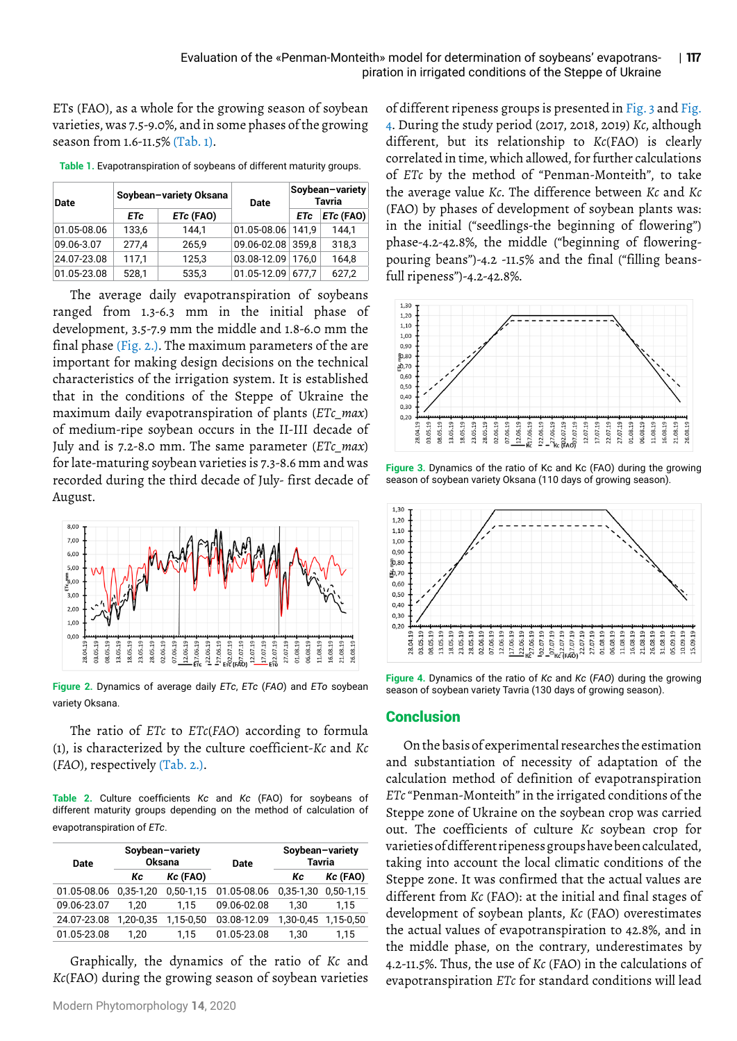ETs (FAO), as a whole for the growing season of soybean varieties, was 7.5-9.0%, and in some phases of the growing season from 1.6-11.5% (Tab. 1).

Table 1. Evapotranspiration of soybeans of different maturity groups.

| Date | Soybean–variety Oksana | | Date | Soybean–variety Tavria | |
|---|---|---|---|---|---|
| | *ETc* | *ETc* (FAO) | | *ETc* | *ETc* (FAO) |
| 01.05-08.06 | 133,6 | 144,1 | 01.05-08.06 | 141,9 | 144,1 |
| 09.06-3.07 | 277,4 | 265,9 | 09.06-02.08 | 359,8 | 318,3 |
| 24.07-23.08 | 117,1 | 125,3 | 03.08-12.09 | 176,0 | 164,8 |
| 01.05-23.08 | 528,1 | 535,3 | 01.05-12.09 | 677,7 | 627,2 |

The average daily evapotranspiration of soybeans ranged from 1.3-6.3 mm in the initial phase of development, 3.5-7.9 mm the middle and 1.8-6.0 mm the final phase (Fig. 2.). The maximum parameters of the are important for making design decisions on the technical characteristics of the irrigation system. It is established that in the conditions of the Steppe of Ukraine the maximum daily evapotranspiration of plants ($ETc\_max$) of medium-ripe soybean occurs in the II-III decade of July and is 7.2-8.0 mm. The same parameter ($ETc\_max$) for late-maturing soybean varieties is 7.3-8.6 mm and was recorded during the third decade of July- first decade of August.

Figure 2. Dynamics of average daily *ETc*, *ETc* (*FAO*) and *ETo* soybean variety Oksana.

The ratio of *ETc* to *ETc*(*FAO*) according to formula (1), is characterized by the culture coefficient-*Kc* and *Kc* (*FAO*), respectively (Tab. 2.).

Table 2. Culture coefficients *Kc* and *Kc* (FAO) for soybeans of different maturity groups depending on the method of calculation of evapotranspiration of *ETc*.

| Date | Soybean–variety Oksana | | Date | Soybean–variety Tavria | |
|---|---|---|---|---|---|
| | *Kc* | *Kc* (FAO) | | *Kc* | *Kc* (FAO) |
| 01.05-08.06 | 0,35-1,20 | 0,50-1,15 | 01.05-08.06 | 0,35-1,30 | 0,50-1,15 |
| 09.06-23.07 | 1,20 | 1,15 | 09.06-02.08 | 1,30 | 1,15 |
| 24.07-23.08 | 1,20-0,35 | 1,15-0,50 | 03.08-12.09 | 1,30-0,45 | 1,15-0,50 |
| 01.05-23.08 | 1,20 | 1,15 | 01.05-23.08 | 1,30 | 1,15 |

Graphically, the dynamics of the ratio of *Kc* and *Kc*(FAO) during the growing season of soybean varieties of different ripeness groups is presented in Fig. 3 and Fig. 4. During the study period (2017, 2018, 2019) *Kc*, although different, but its relationship to *Kc*(FAO) is clearly correlated in time, which allowed, for further calculations of *ETc* by the method of "Penman-Monteith", to take the average value *Kc*. The difference between *Kc* and *Kc* (FAO) by phases of development of soybean plants was: in the initial ("seedlings-the beginning of flowering") phase-4.2-42.8%, the middle ("beginning of flowering-pouring beans")-4.2 -11.5% and the final ("filling beans-full ripeness")-4.2-42.8%.

Figure 3. Dynamics of the ratio of Kc and Kc (FAO) during the growing season of soybean variety Oksana (110 days of growing season).

Figure 4. Dynamics of the ratio of *Kc* and *Kc* (*FAO*) during the growing season of soybean variety Tavria (130 days of growing season).

## Conclusion

On the basis of experimental researches the estimation and substantiation of necessity of adaptation of the calculation method of definition of evapotranspiration *ETc* "Penman-Monteith" in the irrigated conditions of the Steppe zone of Ukraine on the soybean crop was carried out. The coefficients of culture *Kc* soybean crop for varieties of different ripeness groups have been calculated, taking into account the local climatic conditions of the Steppe zone. It was confirmed that the actual values are different from *Kc* (FAO): at the initial and final stages of development of soybean plants, *Kc* (FAO) overestimates the actual values of evapotranspiration to 42.8%, and in the middle phase, on the contrary, underestimates by 4.2-11.5%. Thus, the use of *Kc* (FAO) in the calculations of evapotranspiration *ETc* for standard conditions will lead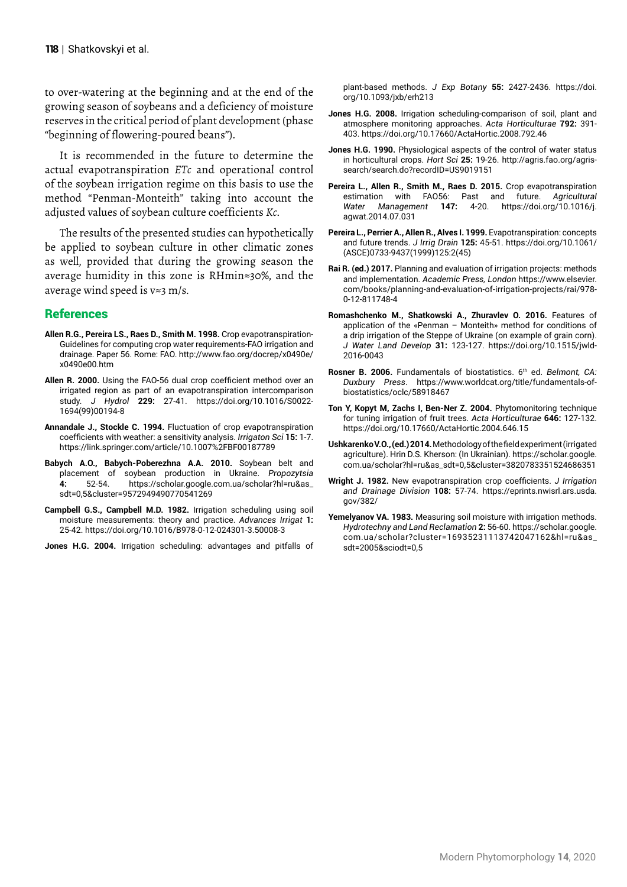to over-watering at the beginning and at the end of the growing season of soybeans and a deficiency of moisture reserves in the critical period of plant development (phase "beginning of flowering-poured beans").

It is recommended in the future to determine the actual evapotranspiration *ETc* and operational control of the soybean irrigation regime on this basis to use the method "Penman-Monteith" taking into account the adjusted values of soybean culture coefficients *Kc*.

The results of the presented studies can hypothetically be applied to soybean culture in other climatic zones as well, provided that during the growing season the average humidity in this zone is RHmin≈30%, and the average wind speed is v≈3 m/s.

## References

**Allen R.G., Pereira LS., Raes D., Smith M. 1998.** Crop evapotranspiration-Guidelines for computing crop water requirements-FAO irrigation and drainage. Paper 56. Rome: FAO. http://www.fao.org/docrep/x0490e/x0490e00.htm

**Allen R. 2000.** Using the FAO-56 dual crop coefficient method over an irrigated region as part of an evapotranspiration intercomparison study. *J Hydrol* **229:** 27-41. https://doi.org/10.1016/S0022-1694(99)00194-8

**Annandale J., Stockle C. 1994.** Fluctuation of crop evapotranspiration coefficients with weather: a sensitivity analysis. *Irrigaton Sci* **15:** 1-7. https://link.springer.com/article/10.1007%2FBF00187789

**Babych A.O., Babych-Poberezhna A.A. 2010.** Soybean belt and placement of soybean production in Ukraine. *Propozytsia* **4:** 52-54. https://scholar.google.com.ua/scholar?hl=ru&as_sdt=0,5&cluster=9572949490770541269

**Campbell G.S., Campbell M.D. 1982.** Irrigation scheduling using soil moisture measurements: theory and practice. *Advances Irrigat* **1:** 25-42. https://doi.org/10.1016/B978-0-12-024301-3.50008-3

**Jones H.G. 2004.** Irrigation scheduling: advantages and pitfalls of plant-based methods. *J Exp Botany* **55:** 2427-2436. https://doi.org/10.1093/jxb/erh213

**Jones H.G. 2008.** Irrigation scheduling-comparison of soil, plant and atmosphere monitoring approaches. *Acta Horticulturae* **792:** 391-403. https://doi.org/10.17660/ActaHortic.2008.792.46

**Jones H.G. 1990.** Physiological aspects of the control of water status in horticultural crops. *Hort Sci* **25:** 19-26. http://agris.fao.org/agris-search/search.do?recordID=US9019151

**Pereira L., Allen R., Smith M., Raes D. 2015.** Crop evapotranspiration estimation with FAO56: Past and future. *Agricultural Water Management* **147:** 4-20. https://doi.org/10.1016/j.agwat.2014.07.031

**Pereira L., Perrier A., Allen R., Alves I. 1999.** Evapotranspiration: concepts and future trends. *J Irrig Drain* **125:** 45-51. https://doi.org/10.1061/(ASCE)0733-9437(1999)125:2(45)

**Rai R. (ed.) 2017.** Planning and evaluation of irrigation projects: methods and implementation. *Academic Press, London* https://www.elsevier.com/books/planning-and-evaluation-of-irrigation-projects/rai/978-0-12-811748-4

**Romashchenko M., Shatkowski A., Zhuravlev O. 2016.** Features of application of the «Penman – Monteith» method for conditions of a drip irrigation of the Steppe of Ukraine (on example of grain corn). *J Water Land Develop* **31:** 123-127. https://doi.org/10.1515/jwld-2016-0043

**Rosner B. 2006.** Fundamentals of biostatistics. 6th ed. *Belmont, CA: Duxbury Press*. https://www.worldcat.org/title/fundamentals-of-biostatistics/oclc/58918467

**Ton Y, Kopyt M, Zachs I, Ben-Ner Z. 2004.** Phytomonitoring technique for tuning irrigation of fruit trees. *Acta Horticulturae* **646:** 127-132. https://doi.org/10.17660/ActaHortic.2004.646.15

**Ushkarenko V.O., (ed.) 2014.** Methodology of the field experiment (irrigated agriculture). Hrin D.S. Kherson: (In Ukrainian). https://scholar.google.com.ua/scholar?hl=ru&as_sdt=0,5&cluster=3820783351524686351

**Wright J. 1982.** New evapotranspiration crop coefficients. *J Irrigation and Drainage Division* **108:** 57-74. https://eprints.nwisrl.ars.usda.gov/382/

**Yemelyanov VA. 1983.** Measuring soil moisture with irrigation methods. *Hydrotechny and Land Reclamation* **2:** 56-60. https://scholar.google.com.ua/scholar?cluster=16935231113742047162&hl=ru&as_sdt=2005&sciodt=0,5